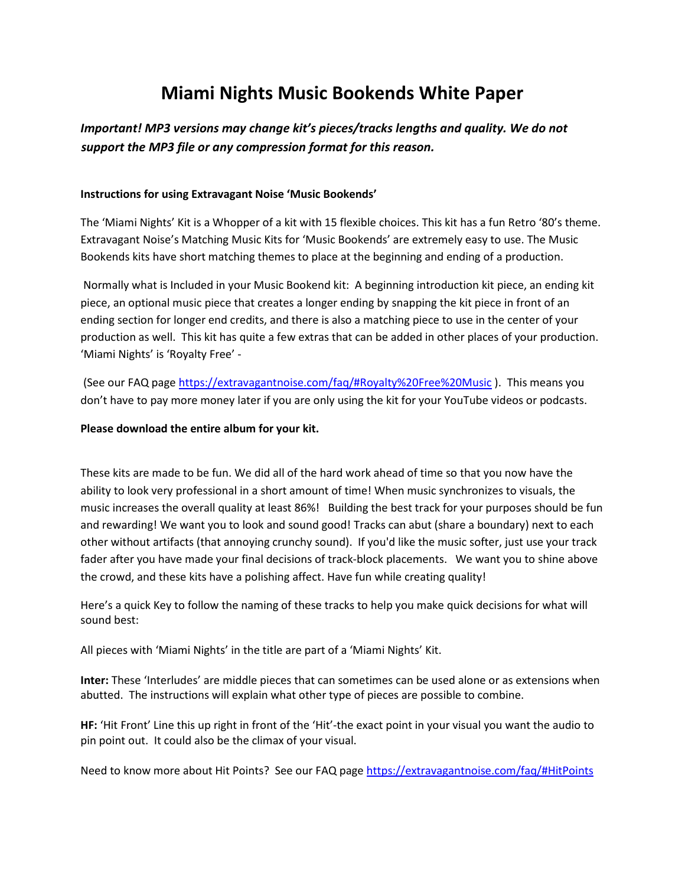# Miami Nights Music Bookends White Paper

***Important! MP3 versions may change kit's pieces/tracks lengths and quality. We do not support the MP3 file or any compression format for this reason.***

**Instructions for using Extravagant Noise 'Music Bookends'**

The 'Miami Nights' Kit is a Whopper of a kit with 15 flexible choices. This kit has a fun Retro '80's theme. Extravagant Noise's Matching Music Kits for 'Music Bookends' are extremely easy to use. The Music Bookends kits have short matching themes to place at the beginning and ending of a production.

Normally what is Included in your Music Bookend kit: A beginning introduction kit piece, an ending kit piece, an optional music piece that creates a longer ending by snapping the kit piece in front of an ending section for longer end credits, and there is also a matching piece to use in the center of your production as well. This kit has quite a few extras that can be added in other places of your production. 'Miami Nights' is 'Royalty Free' -

(See our FAQ page https://extravagantnoise.com/faq/#Royalty%20Free%20Music ). This means you don't have to pay more money later if you are only using the kit for your YouTube videos or podcasts.

**Please download the entire album for your kit.**

These kits are made to be fun. We did all of the hard work ahead of time so that you now have the ability to look very professional in a short amount of time! When music synchronizes to visuals, the music increases the overall quality at least 86%! Building the best track for your purposes should be fun and rewarding! We want you to look and sound good! Tracks can abut (share a boundary) next to each other without artifacts (that annoying crunchy sound). If you'd like the music softer, just use your track fader after you have made your final decisions of track-block placements. We want you to shine above the crowd, and these kits have a polishing affect. Have fun while creating quality!

Here's a quick Key to follow the naming of these tracks to help you make quick decisions for what will sound best:

All pieces with 'Miami Nights' in the title are part of a 'Miami Nights' Kit.

**Inter:** These 'Interludes' are middle pieces that can sometimes can be used alone or as extensions when abutted. The instructions will explain what other type of pieces are possible to combine.

**HF:** 'Hit Front' Line this up right in front of the 'Hit'-the exact point in your visual you want the audio to pin point out. It could also be the climax of your visual.

Need to know more about Hit Points? See our FAQ page https://extravagantnoise.com/faq/#HitPoints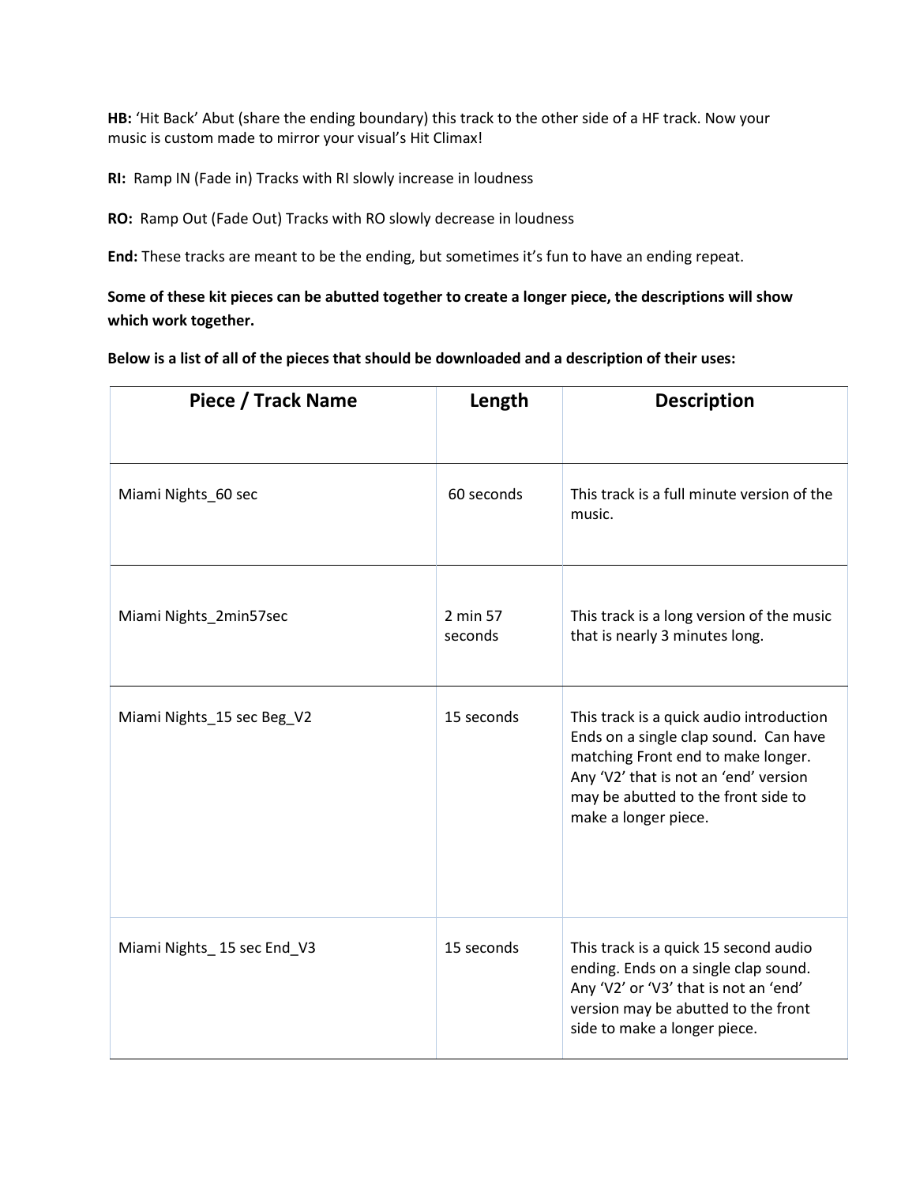**HB:** 'Hit Back' Abut (share the ending boundary) this track to the other side of a HF track. Now your music is custom made to mirror your visual's Hit Climax!

**RI:** Ramp IN (Fade in) Tracks with RI slowly increase in loudness

**RO:** Ramp Out (Fade Out) Tracks with RO slowly decrease in loudness

**End:** These tracks are meant to be the ending, but sometimes it's fun to have an ending repeat.

**Some of these kit pieces can be abutted together to create a longer piece, the descriptions will show which work together.**

**Below is a list of all of the pieces that should be downloaded and a description of their uses:**

| Piece / Track Name | Length | Description |
|---|---|---|
| Miami Nights_60 sec | 60 seconds | This track is a full minute version of the music. |
| Miami Nights_2min57sec | 2 min 57 seconds | This track is a long version of the music that is nearly 3 minutes long. |
| Miami Nights_15 sec Beg_V2 | 15 seconds | This track is a quick audio introduction Ends on a single clap sound. Can have matching Front end to make longer. Any 'V2' that is not an 'end' version may be abutted to the front side to make a longer piece. |
| Miami Nights_ 15 sec End_V3 | 15 seconds | This track is a quick 15 second audio ending. Ends on a single clap sound. Any 'V2' or 'V3' that is not an 'end' version may be abutted to the front side to make a longer piece. |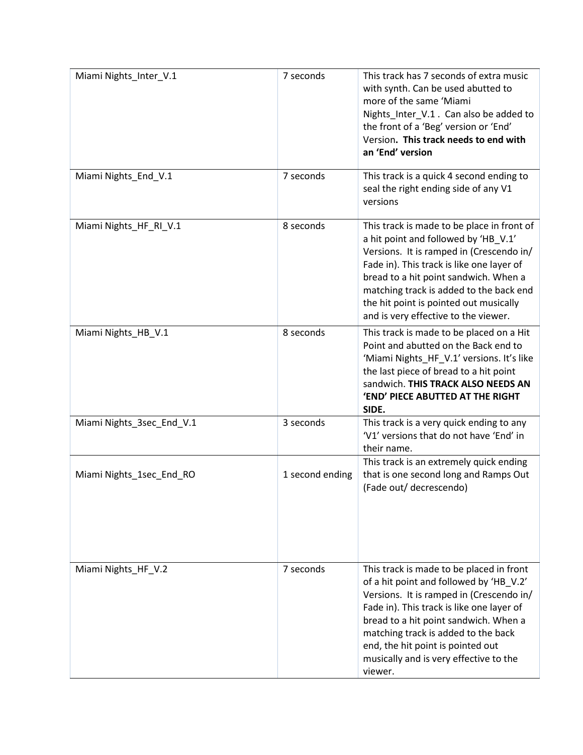| Miami Nights_Inter_V.1 | 7 seconds | This track has 7 seconds of extra music with synth. Can be used abutted to more of the same 'Miami Nights_Inter_V.1 . Can also be added to the front of a 'Beg' version or 'End' Version**. This track needs to end with an 'End' version** |
|---|---|---|
| Miami Nights_End_V.1 | 7 seconds | This track is a quick 4 second ending to seal the right ending side of any V1 versions |
| Miami Nights_HF_RI_V.1 | 8 seconds | This track is made to be place in front of a hit point and followed by 'HB_V.1' Versions. It is ramped in (Crescendo in/ Fade in). This track is like one layer of bread to a hit point sandwich. When a matching track is added to the back end the hit point is pointed out musically and is very effective to the viewer. |
| Miami Nights_HB_V.1 | 8 seconds | This track is made to be placed on a Hit Point and abutted on the Back end to 'Miami Nights_HF_V.1' versions. It's like the last piece of bread to a hit point sandwich. **THIS TRACK ALSO NEEDS AN 'END' PIECE ABUTTED AT THE RIGHT SIDE.** |
| Miami Nights_3sec_End_V.1 | 3 seconds | This track is a very quick ending to any 'V1' versions that do not have 'End' in their name. |
| Miami Nights_1sec_End_RO | 1 second ending | This track is an extremely quick ending that is one second long and Ramps Out (Fade out/ decrescendo) |
| Miami Nights_HF_V.2 | 7 seconds | This track is made to be placed in front of a hit point and followed by 'HB_V.2' Versions. It is ramped in (Crescendo in/ Fade in). This track is like one layer of bread to a hit point sandwich. When a matching track is added to the back end, the hit point is pointed out musically and is very effective to the viewer. |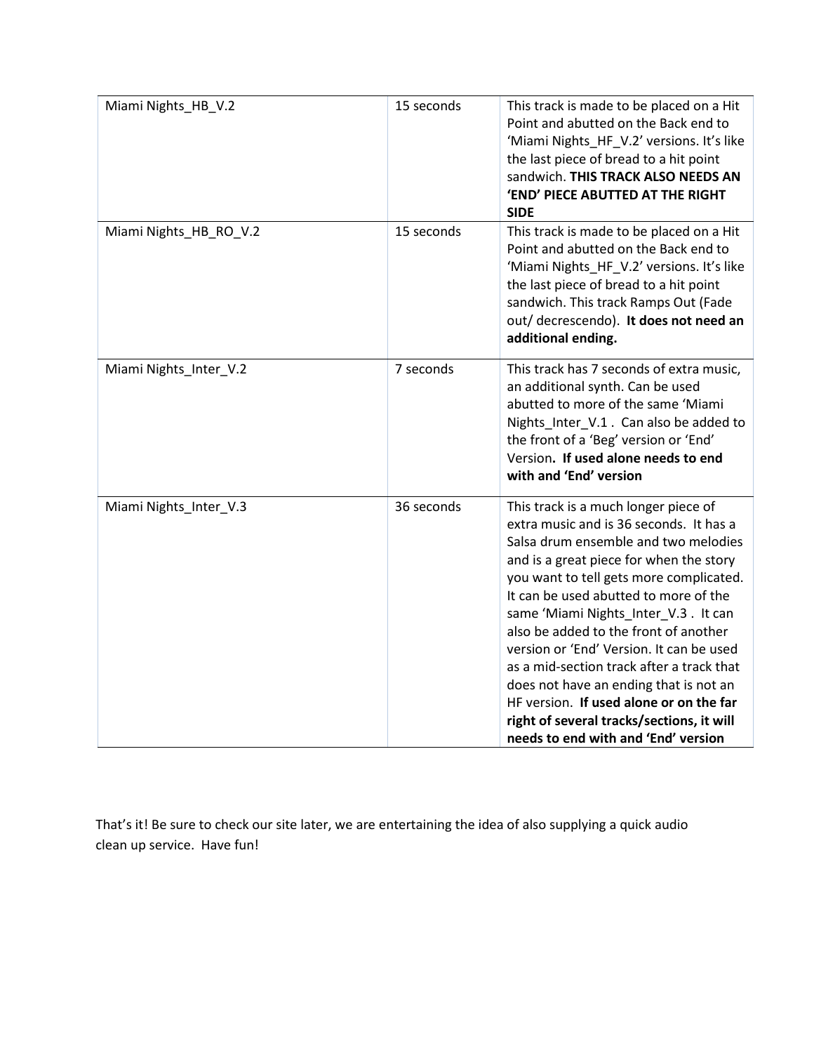| | | |
|---|---|---|
| Miami Nights_HB_V.2 | 15 seconds | This track is made to be placed on a Hit Point and abutted on the Back end to 'Miami Nights_HF_V.2' versions. It's like the last piece of bread to a hit point sandwich. **THIS TRACK ALSO NEEDS AN 'END' PIECE ABUTTED AT THE RIGHT SIDE** |
| Miami Nights_HB_RO_V.2 | 15 seconds | This track is made to be placed on a Hit Point and abutted on the Back end to 'Miami Nights_HF_V.2' versions. It's like the last piece of bread to a hit point sandwich. This track Ramps Out (Fade out/ decrescendo). **It does not need an additional ending.** |
| Miami Nights_Inter_V.2 | 7 seconds | This track has 7 seconds of extra music, an additional synth. Can be used abutted to more of the same 'Miami Nights_Inter_V.1 . Can also be added to the front of a 'Beg' version or 'End' Version**. If used alone needs to end with and 'End' version** |
| Miami Nights_Inter_V.3 | 36 seconds | This track is a much longer piece of extra music and is 36 seconds. It has a Salsa drum ensemble and two melodies and is a great piece for when the story you want to tell gets more complicated. It can be used abutted to more of the same 'Miami Nights_Inter_V.3 . It can also be added to the front of another version or 'End' Version. It can be used as a mid-section track after a track that does not have an ending that is not an HF version. **If used alone or on the far right of several tracks/sections, it will needs to end with and 'End' version** |

That's it! Be sure to check our site later, we are entertaining the idea of also supplying a quick audio clean up service. Have fun!